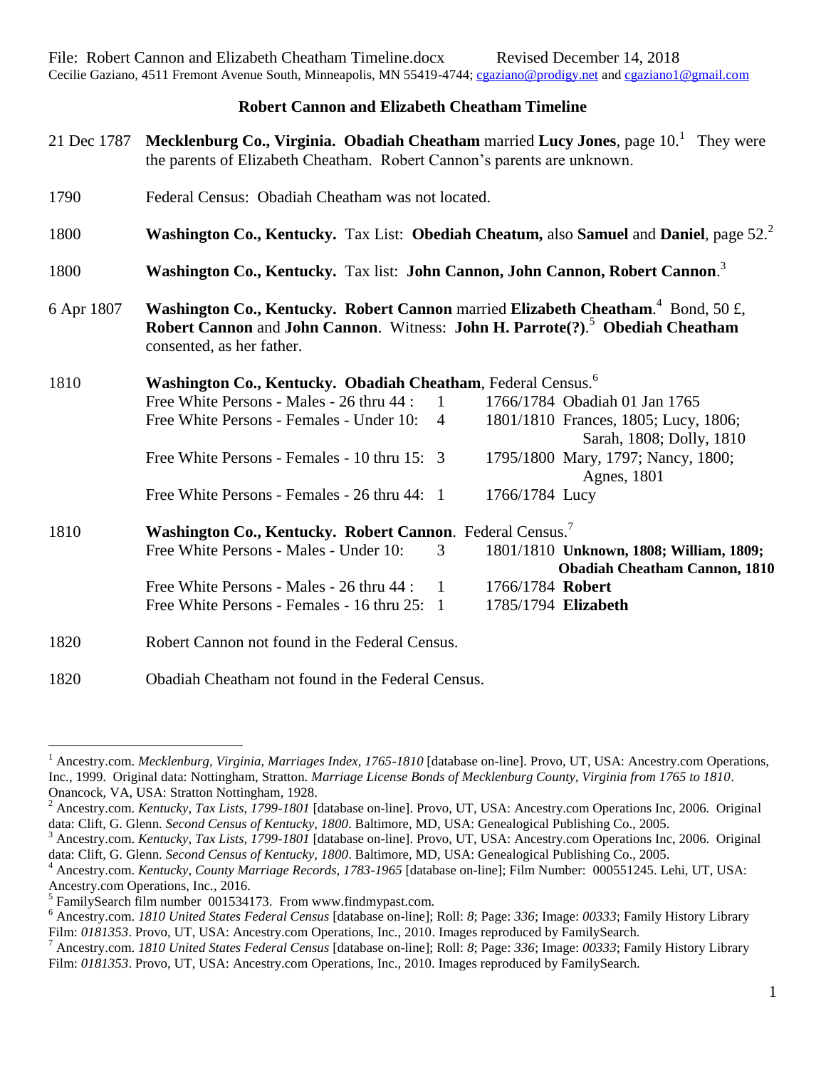File: Robert Cannon and Elizabeth Cheatham Timeline.docx Revised December 14, 2018
Cecilie Gaziano, 4511 Fremont Avenue South, Minneapolis, MN 55419-4744; cgaziano@prodigy.net and cgaziano1@gmail.com

## Robert Cannon and Elizabeth Cheatham Timeline

21 Dec 1787 — **Mecklenburg Co., Virginia. Obadiah Cheatham** married **Lucy Jones**, page 10.[1] They were the parents of Elizabeth Cheatham. Robert Cannon's parents are unknown.

1790 — Federal Census: Obadiah Cheatham was not located.

1800 — **Washington Co., Kentucky.** Tax List: **Obediah Cheatum,** also **Samuel** and **Daniel**, page 52.[2]

1800 — **Washington Co., Kentucky.** Tax list: **John Cannon, John Cannon, Robert Cannon**.[3]

6 Apr 1807 — **Washington Co., Kentucky. Robert Cannon** married **Elizabeth Cheatham**.[4] Bond, 50 £, **Robert Cannon** and **John Cannon**. Witness: **John H. Parrote(?)**.[5] **Obediah Cheatham** consented, as her father.

1810 — **Washington Co., Kentucky. Obadiah Cheatham**, Federal Census.[6]

| | | |
|---|---|---|
| Free White Persons - Males - 26 thru 44 : | 1 | 1766/1784 Obadiah 01 Jan 1765 |
| Free White Persons - Females - Under 10: | 4 | 1801/1810 Frances, 1805; Lucy, 1806; Sarah, 1808; Dolly, 1810 |
| Free White Persons - Females - 10 thru 15: | 3 | 1795/1800 Mary, 1797; Nancy, 1800; Agnes, 1801 |
| Free White Persons - Females - 26 thru 44: | 1 | 1766/1784 Lucy |

1810 — **Washington Co., Kentucky. Robert Cannon**. Federal Census.[7]

| | | |
|---|---|---|
| Free White Persons - Males - Under 10: | 3 | 1801/1810 **Unknown, 1808; William, 1809; Obadiah Cheatham Cannon, 1810** |
| Free White Persons - Males - 26 thru 44 : | 1 | 1766/1784 **Robert** |
| Free White Persons - Females - 16 thru 25: | 1 | 1785/1794 **Elizabeth** |

1820 — Robert Cannon not found in the Federal Census.

1820 — Obadiah Cheatham not found in the Federal Census.

---

[1] Ancestry.com. *Mecklenburg, Virginia, Marriages Index, 1765-1810* [database on-line]. Provo, UT, USA: Ancestry.com Operations, Inc., 1999. Original data: Nottingham, Stratton. *Marriage License Bonds of Mecklenburg County, Virginia from 1765 to 1810*. Onancock, VA, USA: Stratton Nottingham, 1928.

[2] Ancestry.com. *Kentucky, Tax Lists, 1799-1801* [database on-line]. Provo, UT, USA: Ancestry.com Operations Inc, 2006. Original data: Clift, G. Glenn. *Second Census of Kentucky, 1800*. Baltimore, MD, USA: Genealogical Publishing Co., 2005.

[3] Ancestry.com. *Kentucky, Tax Lists, 1799-1801* [database on-line]. Provo, UT, USA: Ancestry.com Operations Inc, 2006. Original data: Clift, G. Glenn. *Second Census of Kentucky, 1800*. Baltimore, MD, USA: Genealogical Publishing Co., 2005.

[4] Ancestry.com. *Kentucky, County Marriage Records, 1783-1965* [database on-line]; Film Number: 000551245. Lehi, UT, USA: Ancestry.com Operations, Inc., 2016.

[5] FamilySearch film number 001534173. From www.findmypast.com.

[6] Ancestry.com. *1810 United States Federal Census* [database on-line]; Roll: *8*; Page: *336*; Image: *00333*; Family History Library Film: *0181353*. Provo, UT, USA: Ancestry.com Operations, Inc., 2010. Images reproduced by FamilySearch.

[7] Ancestry.com. *1810 United States Federal Census* [database on-line]; Roll: *8*; Page: *336*; Image: *00333*; Family History Library Film: *0181353*. Provo, UT, USA: Ancestry.com Operations, Inc., 2010. Images reproduced by FamilySearch.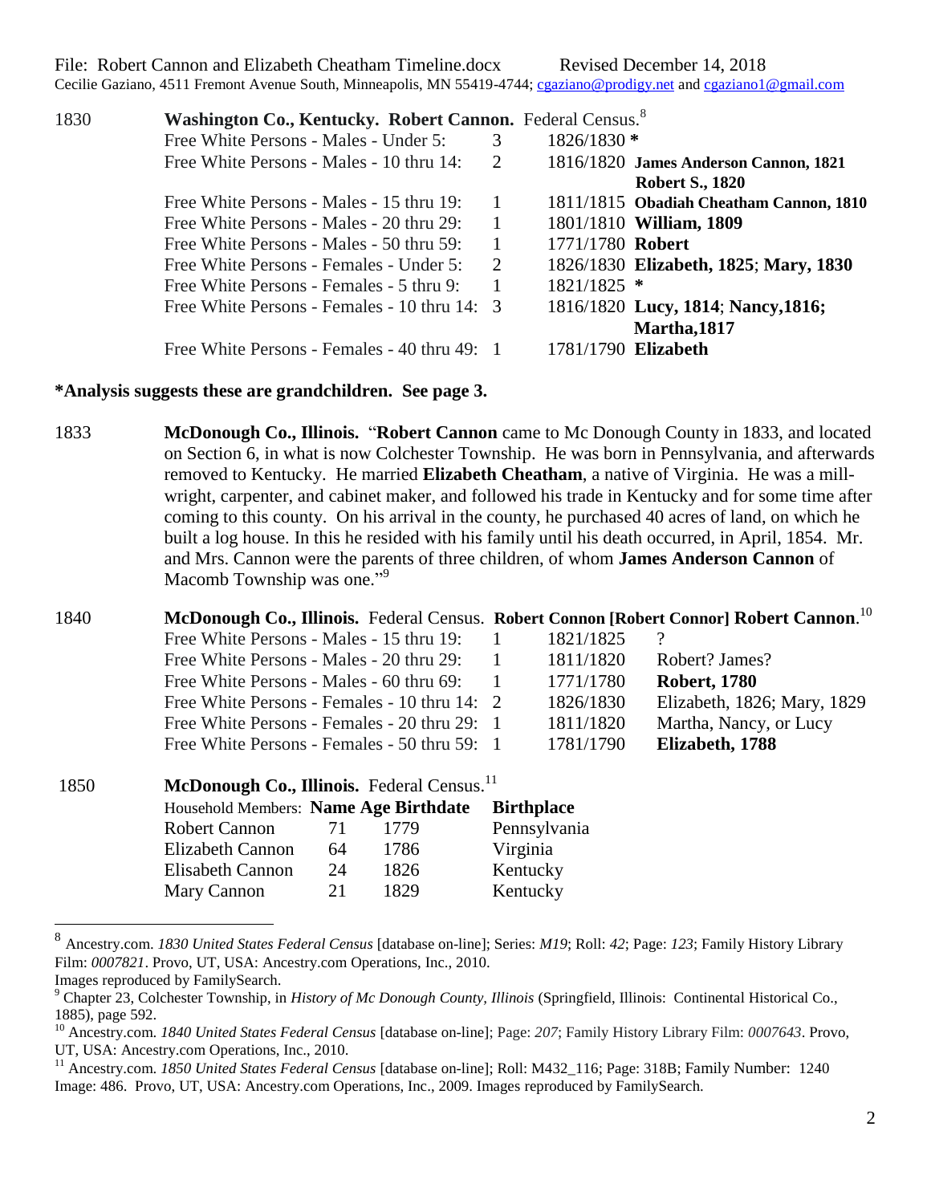File: Robert Cannon and Elizabeth Cheatham Timeline.docx Revised December 14, 2018
Cecilie Gaziano, 4511 Fremont Avenue South, Minneapolis, MN 55419-4744; cgaziano@prodigy.net and cgaziano1@gmail.com

**1830** — **Washington Co., Kentucky. Robert Cannon.** Federal Census.[8]

| Category | Number | Birth range | Name(s) |
|---|---|---|---|
| Free White Persons - Males - Under 5: | 3 | 1826/1830 | * |
| Free White Persons - Males - 10 thru 14: | 2 | 1816/1820 | **James Anderson Cannon, 1821**; **Robert S., 1820** |
| Free White Persons - Males - 15 thru 19: | 1 | 1811/1815 | **Obadiah Cheatham Cannon, 1810** |
| Free White Persons - Males - 20 thru 29: | 1 | 1801/1810 | **William, 1809** |
| Free White Persons - Males - 50 thru 59: | 1 | 1771/1780 | **Robert** |
| Free White Persons - Females - Under 5: | 2 | 1826/1830 | **Elizabeth, 1825**; **Mary, 1830** |
| Free White Persons - Females - 5 thru 9: | 1 | 1821/1825 | * |
| Free White Persons - Females - 10 thru 14: | 3 | 1816/1820 | **Lucy, 1814**; **Nancy,1816; Martha,1817** |
| Free White Persons - Females - 40 thru 49: | 1 | 1781/1790 | **Elizabeth** |

**\*Analysis suggests these are grandchildren. See page 3.**

**1833** — **McDonough Co., Illinois.** "**Robert Cannon** came to Mc Donough County in 1833, and located on Section 6, in what is now Colchester Township. He was born in Pennsylvania, and afterwards removed to Kentucky. He married **Elizabeth Cheatham**, a native of Virginia. He was a mill-wright, carpenter, and cabinet maker, and followed his trade in Kentucky and for some time after coming to this county. On his arrival in the county, he purchased 40 acres of land, on which he built a log house. In this he resided with his family until his death occurred, in April, 1854. Mr. and Mrs. Cannon were the parents of three children, of whom **James Anderson Cannon** of Macomb Township was one."[9]

**1840** — **McDonough Co., Illinois.** Federal Census. **Robert Connon [Robert Connor] Robert Cannon**.[10]

| Category | Number | Birth range | Name(s) |
|---|---|---|---|
| Free White Persons - Males - 15 thru 19: | 1 | 1821/1825 | ? |
| Free White Persons - Males - 20 thru 29: | 1 | 1811/1820 | Robert? James? |
| Free White Persons - Males - 60 thru 69: | 1 | 1771/1780 | **Robert, 1780** |
| Free White Persons - Females - 10 thru 14: | 2 | 1826/1830 | Elizabeth, 1826; Mary, 1829 |
| Free White Persons - Females - 20 thru 29: | 1 | 1811/1820 | Martha, Nancy, or Lucy |
| Free White Persons - Females - 50 thru 59: | 1 | 1781/1790 | **Elizabeth, 1788** |

**1850** — **McDonough Co., Illinois.** Federal Census.[11]

| Household Members: **Name** | **Age** | **Birthdate** | **Birthplace** |
|---|---|---|---|
| Robert Cannon | 71 | 1779 | Pennsylvania |
| Elizabeth Cannon | 64 | 1786 | Virginia |
| Elisabeth Cannon | 24 | 1826 | Kentucky |
| Mary Cannon | 21 | 1829 | Kentucky |

---

[8] Ancestry.com. *1830 United States Federal Census* [database on-line]; Series: *M19*; Roll: *42*; Page: *123*; Family History Library Film: *0007821*. Provo, UT, USA: Ancestry.com Operations, Inc., 2010. Images reproduced by FamilySearch.

[9] Chapter 23, Colchester Township, in *History of Mc Donough County, Illinois* (Springfield, Illinois: Continental Historical Co., 1885), page 592.

[10] Ancestry.com. *1840 United States Federal Census* [database on-line]; Page: *207*; Family History Library Film: *0007643*. Provo, UT, USA: Ancestry.com Operations, Inc., 2010.

[11] Ancestry.com. *1850 United States Federal Census* [database on-line]; Roll: M432_116; Page: 318B; Family Number: 1240 Image: 486. Provo, UT, USA: Ancestry.com Operations, Inc., 2009. Images reproduced by FamilySearch.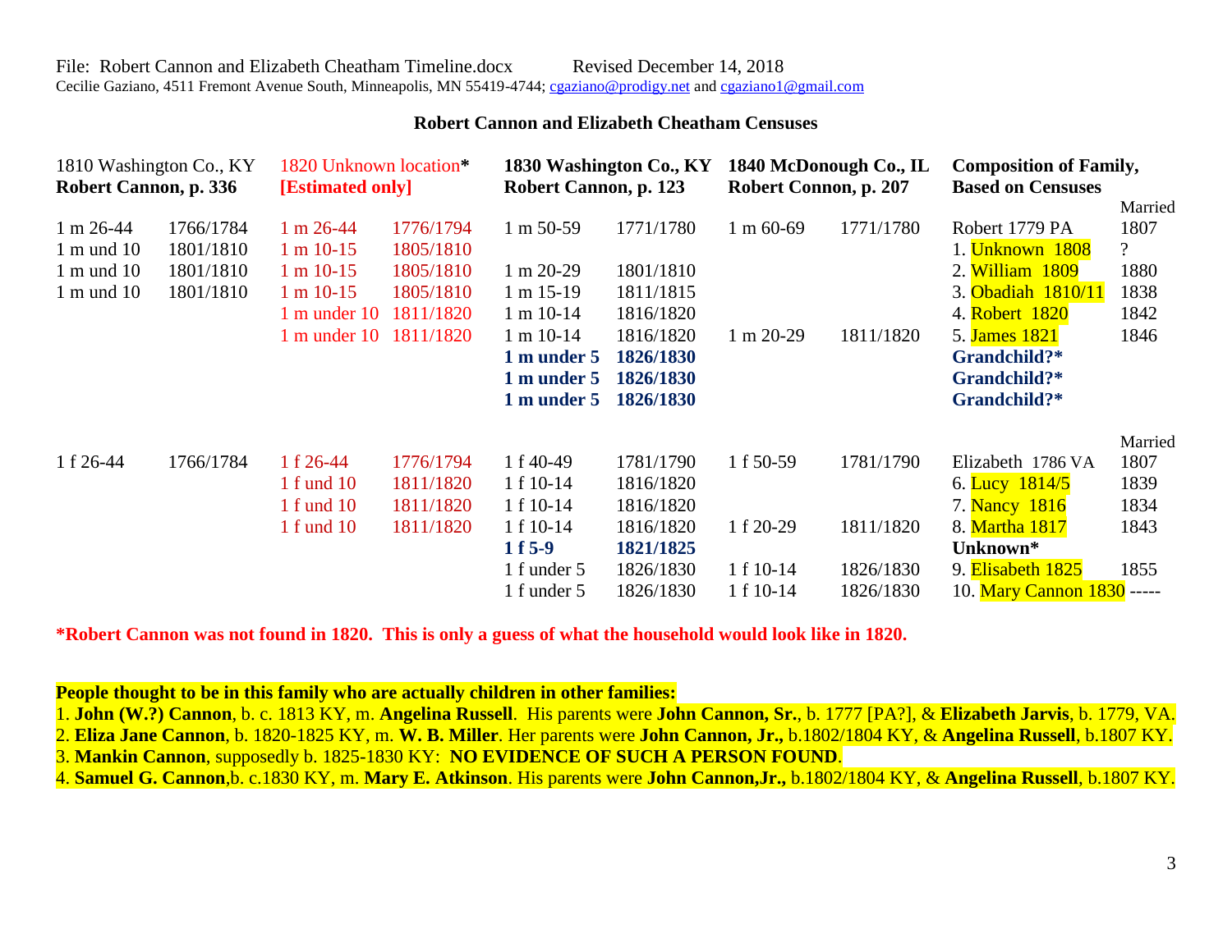File: Robert Cannon and Elizabeth Cheatham Timeline.docx Revised December 14, 2018
Cecilie Gaziano, 4511 Fremont Avenue South, Minneapolis, MN 55419-4744; cgaziano@prodigy.net and cgaziano1@gmail.com

**Robert Cannon and Elizabeth Cheatham Censuses**

| 1810 Washington Co., KY Robert Cannon, p. 336 | | 1820 Unknown location* [Estimated only] | | 1830 Washington Co., KY Robert Cannon, p. 123 | | 1840 McDonough Co., IL Robert Connon, p. 207 | | Composition of Family, Based on Censuses | Married |
|---|---|---|---|---|---|---|---|---|---|
| 1 m 26-44 | 1766/1784 | 1 m 26-44 | 1776/1794 | 1 m 50-59 | 1771/1780 | 1 m 60-69 | 1771/1780 | Robert 1779 PA | 1807 |
| 1 m und 10 | 1801/1810 | 1 m 10-15 | 1805/1810 | | | | | 1. Unknown 1808 | ? |
| 1 m und 10 | 1801/1810 | 1 m 10-15 | 1805/1810 | 1 m 20-29 | 1801/1810 | | | 2. William 1809 | 1880 |
| 1 m und 10 | 1801/1810 | 1 m 10-15 | 1805/1810 | 1 m 15-19 | 1811/1815 | | | 3. Obadiah 1810/11 | 1838 |
| | | 1 m under 10 | 1811/1820 | 1 m 10-14 | 1816/1820 | | | 4. Robert 1820 | 1842 |
| | | 1 m under 10 | 1811/1820 | 1 m 10-14 | 1816/1820 | 1 m 20-29 | 1811/1820 | 5. James 1821 | 1846 |
| | | | | **1 m under 5** | **1826/1830** | | | **Grandchild?*** | |
| | | | | **1 m under 5** | **1826/1830** | | | **Grandchild?*** | |
| | | | | **1 m under 5** | **1826/1830** | | | **Grandchild?*** | |
| | | | | | | | | | Married |
| 1 f 26-44 | 1766/1784 | 1 f 26-44 | 1776/1794 | 1 f 40-49 | 1781/1790 | 1 f 50-59 | 1781/1790 | Elizabeth 1786 VA | 1807 |
| | | 1 f und 10 | 1811/1820 | 1 f 10-14 | 1816/1820 | | | 6. Lucy 1814/5 | 1839 |
| | | 1 f und 10 | 1811/1820 | 1 f 10-14 | 1816/1820 | | | 7. Nancy 1816 | 1834 |
| | | 1 f und 10 | 1811/1820 | 1 f 10-14 | 1816/1820 | 1 f 20-29 | 1811/1820 | 8. Martha 1817 | 1843 |
| | | | | **1 f 5-9** | **1821/1825** | | | **Unknown*** | |
| | | | | 1 f under 5 | 1826/1830 | 1 f 10-14 | 1826/1830 | 9. Elisabeth 1825 | 1855 |
| | | | | 1 f under 5 | 1826/1830 | 1 f 10-14 | 1826/1830 | 10. Mary Cannon 1830 | ----- |

**\*Robert Cannon was not found in 1820. This is only a guess of what the household would look like in 1820.**

**People thought to be in this family who are actually children in other families:**

1. **John (W.?) Cannon**, b. c. 1813 KY, m. **Angelina Russell**. His parents were **John Cannon, Sr.**, b. 1777 [PA?], & **Elizabeth Jarvis**, b. 1779, VA.
2. **Eliza Jane Cannon**, b. 1820-1825 KY, m. **W. B. Miller**. Her parents were **John Cannon, Jr.,** b.1802/1804 KY, & **Angelina Russell**, b.1807 KY.
3. **Mankin Cannon**, supposedly b. 1825-1830 KY: **NO EVIDENCE OF SUCH A PERSON FOUND**.
4. **Samuel G. Cannon**,b. c.1830 KY, m. **Mary E. Atkinson**. His parents were **John Cannon,Jr.,** b.1802/1804 KY, & **Angelina Russell**, b.1807 KY.